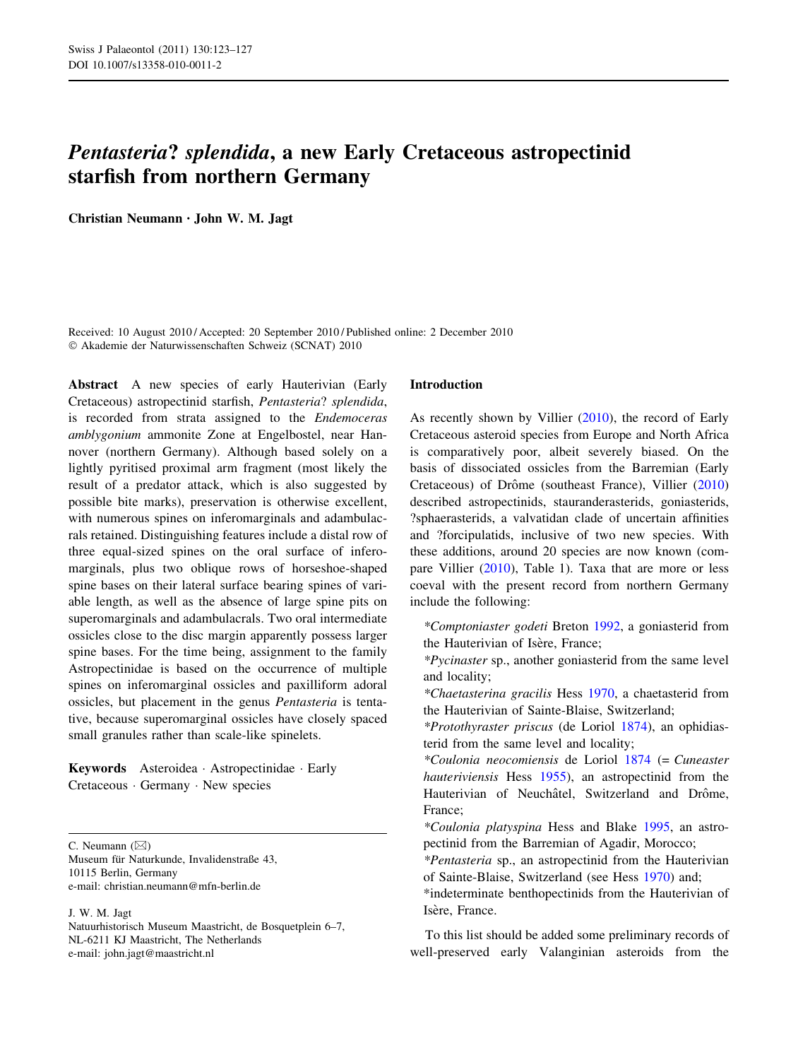// Swiss J Palaeontol (2011) 130:123–127 header omitted

# *Pentasteria*? *splendida*, a new Early Cretaceous astropectinid starfish from northern Germany

**Christian Neumann · John W. M. Jagt**

Received: 10 August 2010 / Accepted: 20 September 2010 / Published online: 2 December 2010
© Akademie der Naturwissenschaften Schweiz (SCNAT) 2010

**Abstract** A new species of early Hauterivian (Early Cretaceous) astropectinid starfish, *Pentasteria*? *splendida*, is recorded from strata assigned to the *Endemoceras amblygonium* ammonite Zone at Engelbostel, near Hannover (northern Germany). Although based solely on a lightly pyritised proximal arm fragment (most likely the result of a predator attack, which is also suggested by possible bite marks), preservation is otherwise excellent, with numerous spines on inferomarginals and adambulacrals retained. Distinguishing features include a distal row of three equal-sized spines on the oral surface of inferomarginals, plus two oblique rows of horseshoe-shaped spine bases on their lateral surface bearing spines of variable length, as well as the absence of large spine pits on superomarginals and adambulacrals. Two oral intermediate ossicles close to the disc margin apparently possess larger spine bases. For the time being, assignment to the family Astropectinidae is based on the occurrence of multiple spines on inferomarginal ossicles and paxilliform adoral ossicles, but placement in the genus *Pentasteria* is tentative, because superomarginal ossicles have closely spaced small granules rather than scale-like spinelets.

**Keywords** Asteroidea · Astropectinidae · Early Cretaceous · Germany · New species

C. Neumann (✉)
Museum für Naturkunde, Invalidenstraße 43,
10115 Berlin, Germany
e-mail: christian.neumann@mfn-berlin.de

J. W. M. Jagt
Natuurhistorisch Museum Maastricht, de Bosquetplein 6–7,
NL-6211 KJ Maastricht, The Netherlands
e-mail: john.jagt@maastricht.nl

## Introduction

As recently shown by Villier (2010), the record of Early Cretaceous asteroid species from Europe and North Africa is comparatively poor, albeit severely biased. On the basis of dissociated ossicles from the Barremian (Early Cretaceous) of Drôme (southeast France), Villier (2010) described astropectinids, stauranderasterids, goniasterids, ?sphaerasterids, a valvatidan clade of uncertain affinities and ?forcipulatids, inclusive of two new species. With these additions, around 20 species are now known (compare Villier (2010), Table 1). Taxa that are more or less coeval with the present record from northern Germany include the following:

*Comptoniaster godeti* Breton 1992, a goniasterid from the Hauterivian of Isère, France;
*Pycinaster* sp., another goniasterid from the same level and locality;
*Chaetasterina gracilis* Hess 1970, a chaetasterid from the Hauterivian of Sainte-Blaise, Switzerland;
*Protothyraster priscus* (de Loriol 1874), an ophidiasterid from the same level and locality;
*Coulonia neocomiensis* de Loriol 1874 (= *Cuneaster hauteriviensis* Hess 1955), an astropectinid from the Hauterivian of Neuchâtel, Switzerland and Drôme, France;
*Coulonia platyspina* Hess and Blake 1995, an astropectinid from the Barremian of Agadir, Morocco;
*Pentasteria* sp., an astropectinid from the Hauterivian of Sainte-Blaise, Switzerland (see Hess 1970) and;
*indeterminate benthopectinids from the Hauterivian of Isère, France.

To this list should be added some preliminary records of well-preserved early Valanginian asteroids from the

# *Pentasteria*? *splendida*, a new Early Cretaceous astropectinid starfish from northern Germany

**Christian Neumann · John W. M. Jagt**

Received: 10 August 2010 / Accepted: 20 September 2010 / Published online: 2 December 2010
© Akademie der Naturwissenschaften Schweiz (SCNAT) 2010

**Abstract** A new species of early Hauterivian (Early Cretaceous) astropectinid starfish, *Pentasteria*? *splendida*, is recorded from strata assigned to the *Endemoceras amblygonium* ammonite Zone at Engelbostel, near Hannover (northern Germany). Although based solely on a lightly pyritised proximal arm fragment (most likely the result of a predator attack, which is also suggested by possible bite marks), preservation is otherwise excellent, with numerous spines on inferomarginals and adambulacrals retained. Distinguishing features include a distal row of three equal-sized spines on the oral surface of inferomarginals, plus two oblique rows of horseshoe-shaped spine bases on their lateral surface bearing spines of variable length, as well as the absence of large spine pits on superomarginals and adambulacrals. Two oral intermediate ossicles close to the disc margin apparently possess larger spine bases. For the time being, assignment to the family Astropectinidae is based on the occurrence of multiple spines on inferomarginal ossicles and paxilliform adoral ossicles, but placement in the genus *Pentasteria* is tentative, because superomarginal ossicles have closely spaced small granules rather than scale-like spinelets.

**Keywords** Asteroidea · Astropectinidae · Early Cretaceous · Germany · New species

C. Neumann (✉)
Museum für Naturkunde, Invalidenstraße 43,
10115 Berlin, Germany
e-mail: christian.neumann@mfn-berlin.de

J. W. M. Jagt
Natuurhistorisch Museum Maastricht, de Bosquetplein 6–7,
NL-6211 KJ Maastricht, The Netherlands
e-mail: john.jagt@maastricht.nl

## Introduction

As recently shown by Villier (2010), the record of Early Cretaceous asteroid species from Europe and North Africa is comparatively poor, albeit severely biased. On the basis of dissociated ossicles from the Barremian (Early Cretaceous) of Drôme (southeast France), Villier (2010) described astropectinids, stauranderasterids, goniasterids, ?sphaerasterids, a valvatidan clade of uncertain affinities and ?forcipulatids, inclusive of two new species. With these additions, around 20 species are now known (compare Villier (2010), Table 1). Taxa that are more or less coeval with the present record from northern Germany include the following:

*Comptoniaster godeti* Breton 1992, a goniasterid from the Hauterivian of Isère, France;
*Pycinaster* sp., another goniasterid from the same level and locality;
*Chaetasterina gracilis* Hess 1970, a chaetasterid from the Hauterivian of Sainte-Blaise, Switzerland;
*Protothyraster priscus* (de Loriol 1874), an ophidiasterid from the same level and locality;
*Coulonia neocomiensis* de Loriol 1874 (= *Cuneaster hauteriviensis* Hess 1955), an astropectinid from the Hauterivian of Neuchâtel, Switzerland and Drôme, France;
*Coulonia platyspina* Hess and Blake 1995, an astropectinid from the Barremian of Agadir, Morocco;
*Pentasteria* sp., an astropectinid from the Hauterivian of Sainte-Blaise, Switzerland (see Hess 1970) and;
*indeterminate benthopectinids from the Hauterivian of Isère, France.

To this list should be added some preliminary records of well-preserved early Valanginian asteroids from the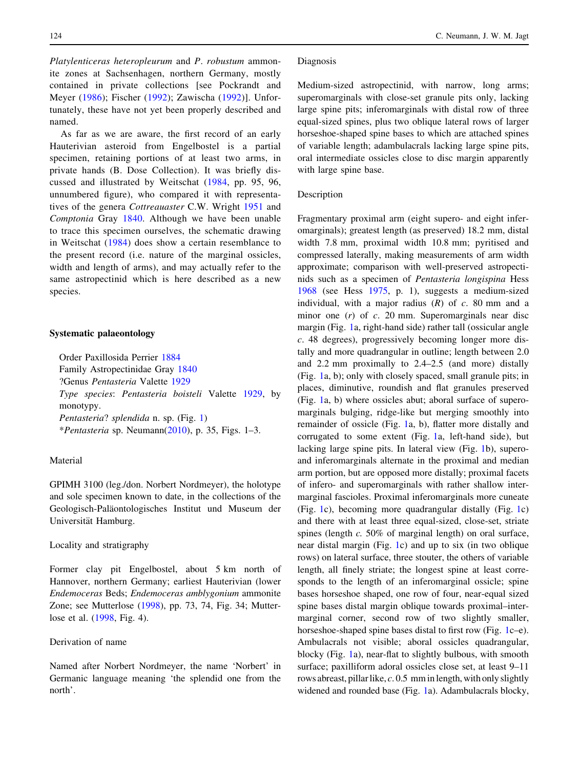*Platylenticeras heteropleurum* and *P. robustum* ammonite zones at Sachsenhagen, northern Germany, mostly contained in private collections [see Pockrandt and Meyer (1986); Fischer (1992); Zawischa (1992)]. Unfortunately, these have not yet been properly described and named.

As far as we are aware, the first record of an early Hauterivian asteroid from Engelbostel is a partial specimen, retaining portions of at least two arms, in private hands (B. Dose Collection). It was briefly discussed and illustrated by Weitschat (1984, pp. 95, 96, unnumbered figure), who compared it with representatives of the genera *Cottreauaster* C.W. Wright 1951 and *Comptonia* Gray 1840. Although we have been unable to trace this specimen ourselves, the schematic drawing in Weitschat (1984) does show a certain resemblance to the present record (i.e. nature of the marginal ossicles, width and length of arms), and may actually refer to the same astropectinid which is here described as a new species.

## Systematic palaeontology

Order Paxillosida Perrier 1884
Family Astropectinidae Gray 1840
?Genus *Pentasteria* Valette 1929
*Type species*: *Pentasteria boisteli* Valette 1929, by monotypy.
*Pentasteria*? *splendida* n. sp. (Fig. 1)
\**Pentasteria* sp. Neumann(2010), p. 35, Figs. 1–3.

### Material

GPIMH 3100 (leg./don. Norbert Nordmeyer), the holotype and sole specimen known to date, in the collections of the Geologisch-Paläontologisches Institut und Museum der Universität Hamburg.

### Locality and stratigraphy

Former clay pit Engelbostel, about 5 km north of Hannover, northern Germany; earliest Hauterivian (lower *Endemoceras* Beds; *Endemoceras amblygonium* ammonite Zone; see Mutterlose (1998), pp. 73, 74, Fig. 34; Mutterlose et al. (1998, Fig. 4).

### Derivation of name

Named after Norbert Nordmeyer, the name 'Norbert' in Germanic language meaning 'the splendid one from the north'.

### Diagnosis

Medium-sized astropectinid, with narrow, long arms; superomarginals with close-set granule pits only, lacking large spine pits; inferomarginals with distal row of three equal-sized spines, plus two oblique lateral rows of larger horseshoe-shaped spine bases to which are attached spines of variable length; adambulacrals lacking large spine pits, oral intermediate ossicles close to disc margin apparently with large spine base.

### Description

Fragmentary proximal arm (eight supero- and eight inferomarginals); greatest length (as preserved) 18.2 mm, distal width 7.8 mm, proximal width 10.8 mm; pyritised and compressed laterally, making measurements of arm width approximate; comparison with well-preserved astropectinids such as a specimen of *Pentasteria longispina* Hess 1968 (see Hess 1975, p. 1), suggests a medium-sized individual, with a major radius (*R*) of *c*. 80 mm and a minor one (*r*) of *c*. 20 mm. Superomarginals near disc margin (Fig. 1a, right-hand side) rather tall (ossicular angle *c*. 48 degrees), progressively becoming longer more distally and more quadrangular in outline; length between 2.0 and 2.2 mm proximally to 2.4–2.5 (and more) distally (Fig. 1a, b); only with closely spaced, small granule pits; in places, diminutive, roundish and flat granules preserved (Fig. 1a, b) where ossicles abut; aboral surface of superomarginals bulging, ridge-like but merging smoothly into remainder of ossicle (Fig. 1a, b), flatter more distally and corrugated to some extent (Fig. 1a, left-hand side), but lacking large spine pits. In lateral view (Fig. 1b), supero- and inferomarginals alternate in the proximal and median arm portion, but are opposed more distally; proximal facets of infero- and superomarginals with rather shallow intermarginal fascioles. Proximal inferomarginals more cuneate (Fig. 1c), becoming more quadrangular distally (Fig. 1c) and there with at least three equal-sized, close-set, striate spines (length *c*. 50% of marginal length) on oral surface, near distal margin (Fig. 1c) and up to six (in two oblique rows) on lateral surface, three stouter, the others of variable length, all finely striate; the longest spine at least corresponds to the length of an inferomarginal ossicle; spine bases horseshoe shaped, one row of four, near-equal sized spine bases distal margin oblique towards proximal–intermarginal corner, second row of two slightly smaller, horseshoe-shaped spine bases distal to first row (Fig. 1c–e). Ambulacrals not visible; aboral ossicles quadrangular, blocky (Fig. 1a), near-flat to slightly bulbous, with smooth surface; paxilliform adoral ossicles close set, at least 9–11 rows abreast, pillar like, *c*. 0.5 mm in length, with only slightly widened and rounded base (Fig. 1a). Adambulacrals blocky,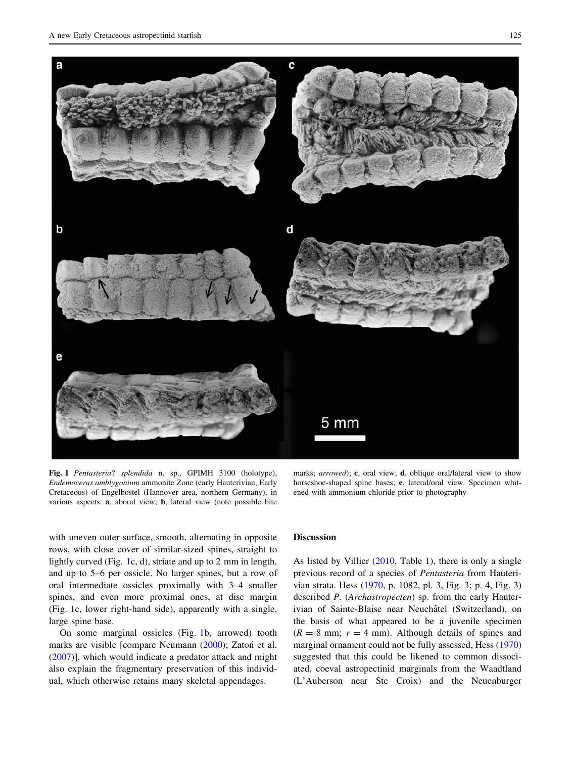**Fig. 1** *Pentasteria*? *splendida* n. sp., GPIMH 3100 (holotype), *Endemoceras amblygonium* ammonite Zone (early Hauterivian, Early Cretaceous) of Engelbostel (Hannover area, northern Germany), in various aspects. **a**, aboral view; **b**, lateral view (note possible bite marks; *arrowed*); **c**, oral view; **d**. oblique oral/lateral view to show horseshoe-shaped spine bases; **e**, lateral/oral view. Specimen whitened with ammonium chloride prior to photography

with uneven outer surface, smooth, alternating in opposite rows, with close cover of similar-sized spines, straight to lightly curved (Fig. 1c, d), striate and up to 2 mm in length, and up to 5–6 per ossicle. No larger spines, but a row of oral intermediate ossicles proximally with 3–4 smaller spines, and even more proximal ones, at disc margin (Fig. 1c, lower right-hand side), apparently with a single, large spine base.

On some marginal ossicles (Fig. 1b, arrowed) tooth marks are visible [compare Neumann (2000); Zatoń et al. (2007)], which would indicate a predator attack and might also explain the fragmentary preservation of this individual, which otherwise retains many skeletal appendages.

## Discussion

As listed by Villier (2010, Table 1), there is only a single previous record of a species of *Pentasteria* from Hauterivian strata. Hess (1970, p. 1082, pl. 3, Fig. 3; p. 4, Fig. 3) described *P.* (*Archastropecten*) sp. from the early Hauterivian of Sainte-Blaise near Neuchâtel (Switzerland), on the basis of what appeared to be a juvenile specimen ($R = 8$ mm; $r = 4$ mm). Although details of spines and marginal ornament could not be fully assessed, Hess (1970) suggested that this could be likened to common dissociated, coeval astropectinid marginals from the Waadtland (L'Auberson near Ste Croix) and the Neuenburger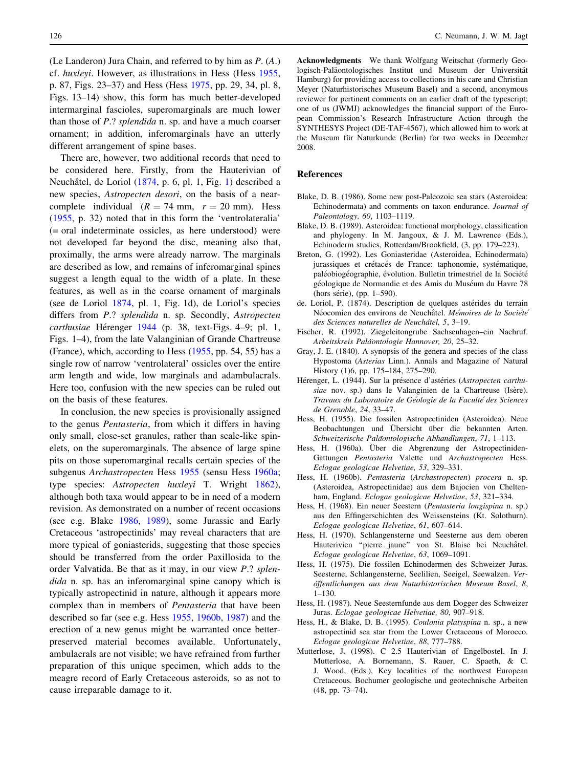(Le Landeron) Jura Chain, and referred to by him as *P.* (*A.*) cf. *huxleyi*. However, as illustrations in Hess (Hess 1955, p. 87, Figs. 23–37) and Hess (Hess 1975, pp. 29, 34, pl. 8, Figs. 13–14) show, this form has much better-developed intermarginal fascioles, superomarginals are much lower than those of *P.*? *splendida* n. sp. and have a much coarser ornament; in addition, inferomarginals have an utterly different arrangement of spine bases.

There are, however, two additional records that need to be considered here. Firstly, from the Hauterivian of Neuchâtel, de Loriol (1874, p. 6, pl. 1, Fig. 1) described a new species, *Astropecten desori*, on the basis of a near-complete individual ($R = 74$ mm, $r = 20$ mm). Hess (1955, p. 32) noted that in this form the 'ventrolateralia' (= oral indeterminate ossicles, as here understood) were not developed far beyond the disc, meaning also that, proximally, the arms were already narrow. The marginals are described as low, and remains of inferomarginal spines suggest a length equal to the width of a plate. In these features, as well as in the coarse ornament of marginals (see de Loriol 1874, pl. 1, Fig. 1d), de Loriol's species differs from *P.*? *splendida* n. sp. Secondly, *Astropecten carthusiae* Hérenger 1944 (p. 38, text-Figs. 4–9; pl. 1, Figs. 1–4), from the late Valanginian of Grande Chartreuse (France), which, according to Hess (1955, pp. 54, 55) has a single row of narrow 'ventrolateral' ossicles over the entire arm length and wide, low marginals and adambulacrals. Here too, confusion with the new species can be ruled out on the basis of these features.

In conclusion, the new species is provisionally assigned to the genus *Pentasteria*, from which it differs in having only small, close-set granules, rather than scale-like spinelets, on the superomarginals. The absence of large spine pits on those superomarginals recalls certain species of the subgenus *Archastropecten* Hess 1955 (sensu Hess 1960a; type species: *Astropecten huxleyi* T. Wright 1862), although both taxa would appear to be in need of a modern revision. As demonstrated on a number of recent occasions (see e.g. Blake 1986, 1989), some Jurassic and Early Cretaceous 'astropectinids' may reveal characters that are more typical of goniasterids, suggesting that those species should be transferred from the order Paxillosida to the order Valvatida. Be that as it may, in our view *P.*? *splendida* n. sp. has an inferomarginal spine canopy which is typically astropectinid in nature, although it appears more complex than in members of *Pentasteria* that have been described so far (see e.g. Hess 1955, 1960b, 1987) and the erection of a new genus might be warranted once better-preserved material becomes available. Unfortunately, ambulacrals are not visible; we have refrained from further preparation of this unique specimen, which adds to the meagre record of Early Cretaceous asteroids, so as not to cause irreparable damage to it.

**Acknowledgments** We thank Wolfgang Weitschat (formerly Geologisch-Paläontologisches Institut und Museum der Universität Hamburg) for providing access to collections in his care and Christian Meyer (Naturhistorisches Museum Basel) and a second, anonymous reviewer for pertinent comments on an earlier draft of the typescript; one of us (JWMJ) acknowledges the financial support of the European Commission's Research Infrastructure Action through the SYNTHESYS Project (DE-TAF-4567), which allowed him to work at the Museum für Naturkunde (Berlin) for two weeks in December 2008.

## References

Blake, D. B. (1986). Some new post-Paleozoic sea stars (Asteroidea: Echinodermata) and comments on taxon endurance. *Journal of Paleontology, 60*, 1103–1119.

Blake, D. B. (1989). Asteroidea: functional morphology, classification and phylogeny. In M. Jangoux, & J. M. Lawrence (Eds.), Echinoderm studies, Rotterdam/Brookfield, (3, pp. 179–223).

Breton, G. (1992). Les Goniasteridae (Asteroidea, Echinodermata) jurassiques et crétacés de France: taphonomie, systématique, paléobiogéographie, évolution. Bulletin trimestriel de la Société géologique de Normandie et des Amis du Muséum du Havre 78 (hors série), (pp. 1–590).

de. Loriol, P. (1874). Description de quelques astérides du terrain Néocomien des environs de Neuchâtel. *Mémoires de la Société des Sciences naturelles de Neuchâtel, 5*, 3–19.

Fischer, R. (1992). Ziegeleitongrube Sachsenhagen–ein Nachruf. *Arbeitskreis Paläontologie Hannover, 20*, 25–32.

Gray, J. E. (1840). A synopsis of the genera and species of the class Hypostoma (*Asterias* Linn.). Annals and Magazine of Natural History (1)6, pp. 175–184, 275–290.

Hérenger, L. (1944). Sur la présence d'astéries (*Astropecten carthusiae* nov. sp.) dans le Valanginien de la Chartreuse (Isère). *Travaux du Laboratoire de Géologie de la Faculté des Sciences de Grenoble*, *24*, 33–47.

Hess, H. (1955). Die fossilen Astropectiniden (Asteroidea). Neue Beobachtungen und Übersicht über die bekannten Arten. *Schweizerische Paläontologische Abhandlungen*, *71*, 1–113.

Hess, H. (1960a). Über die Abgrenzung der Astropectiniden-Gattungen *Pentasteria* Valette und *Archastropecten* Hess. *Eclogae geologicae Helvetiae, 53*, 329–331.

Hess, H. (1960b). *Pentasteria* (*Archastropecten*) *procera* n. sp. (Asteroidea, Astropectinidae) aus dem Bajocien von Cheltenham, England. *Eclogae geologicae Helvetiae*, *53*, 321–334.

Hess, H. (1968). Ein neuer Seestern (*Pentasteria longispina* n. sp.) aus den Effingerschichten des Weissensteins (Kt. Solothurn). *Eclogae geologicae Helvetiae*, *61*, 607–614.

Hess, H. (1970). Schlangensterne und Seesterne aus dem oberen Hauterivien "pierre jaune" von St. Blaise bei Neuchâtel. *Eclogae geologicae Helvetiae*, *63*, 1069–1091.

Hess, H. (1975). Die fossilen Echinodermen des Schweizer Juras. Seesterne, Schlangensterne, Seelilien, Seeigel, Seewalzen. *Veröffentlichungen aus dem Naturhistorischen Museum Basel*, *8*, 1–130.

Hess, H. (1987). Neue Seesternfunde aus dem Dogger des Schweizer Juras. *Eclogae geologicae Helvetiae, 80*, 907–918.

Hess, H., & Blake, D. B. (1995). *Coulonia platyspina* n. sp., a new astropectinid sea star from the Lower Cretaceous of Morocco. *Eclogae geologicae Helvetiae*, *88*, 777–788.

Mutterlose, J. (1998). C 2.5 Hauterivian of Engelbostel. In J. Mutterlose, A. Bornemann, S. Rauer, C. Spaeth, & C. J. Wood, (Eds.), Key localities of the northwest European Cretaceous. Bochumer geologische und geotechnische Arbeiten (48, pp. 73–74).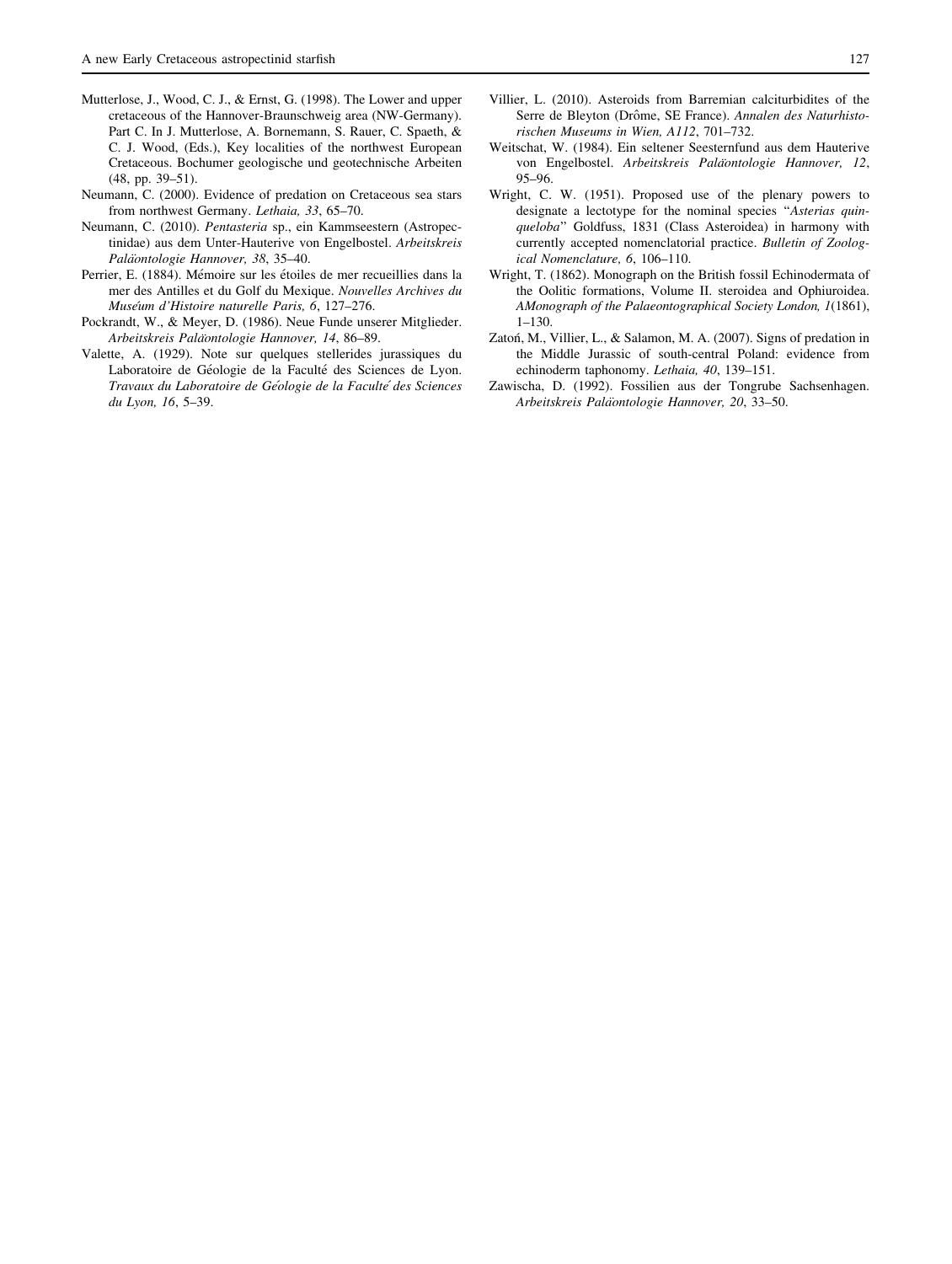Mutterlose, J., Wood, C. J., & Ernst, G. (1998). The Lower and upper cretaceous of the Hannover-Braunschweig area (NW-Germany). Part C. In J. Mutterlose, A. Bornemann, S. Rauer, C. Spaeth, & C. J. Wood, (Eds.), Key localities of the northwest European Cretaceous. Bochumer geologische und geotechnische Arbeiten (48, pp. 39–51).

Neumann, C. (2000). Evidence of predation on Cretaceous sea stars from northwest Germany. *Lethaia, 33*, 65–70.

Neumann, C. (2010). *Pentasteria* sp., ein Kammseestern (Astropectinidae) aus dem Unter-Hauterive von Engelbostel. *Arbeitskreis Paläontologie Hannover, 38*, 35–40.

Perrier, E. (1884). Mémoire sur les étoiles de mer recueillies dans la mer des Antilles et du Golf du Mexique. *Nouvelles Archives du Muséum d'Histoire naturelle Paris, 6*, 127–276.

Pockrandt, W., & Meyer, D. (1986). Neue Funde unserer Mitglieder. *Arbeitskreis Paläontologie Hannover, 14*, 86–89.

Valette, A. (1929). Note sur quelques stellerides jurassiques du Laboratoire de Géologie de la Faculté des Sciences de Lyon. *Travaux du Laboratoire de Géologie de la Faculté des Sciences du Lyon, 16*, 5–39.

Villier, L. (2010). Asteroids from Barremian calciturbidites of the Serre de Bleyton (Drôme, SE France). *Annalen des Naturhistorischen Museums in Wien, A112*, 701–732.

Weitschat, W. (1984). Ein seltener Seesternfund aus dem Hauterive von Engelbostel. *Arbeitskreis Paläontologie Hannover, 12*, 95–96.

Wright, C. W. (1951). Proposed use of the plenary powers to designate a lectotype for the nominal species "*Asterias quinqueloba*" Goldfuss, 1831 (Class Asteroidea) in harmony with currently accepted nomenclatorial practice. *Bulletin of Zoological Nomenclature, 6*, 106–110.

Wright, T. (1862). Monograph on the British fossil Echinodermata of the Oolitic formations, Volume II. steroidea and Ophiuroidea. *AMonograph of the Palaeontographical Society London, 1*(1861), 1–130.

Zatoń, M., Villier, L., & Salamon, M. A. (2007). Signs of predation in the Middle Jurassic of south-central Poland: evidence from echinoderm taphonomy. *Lethaia, 40*, 139–151.

Zawischa, D. (1992). Fossilien aus der Tongrube Sachsenhagen. *Arbeitskreis Paläontologie Hannover, 20*, 33–50.